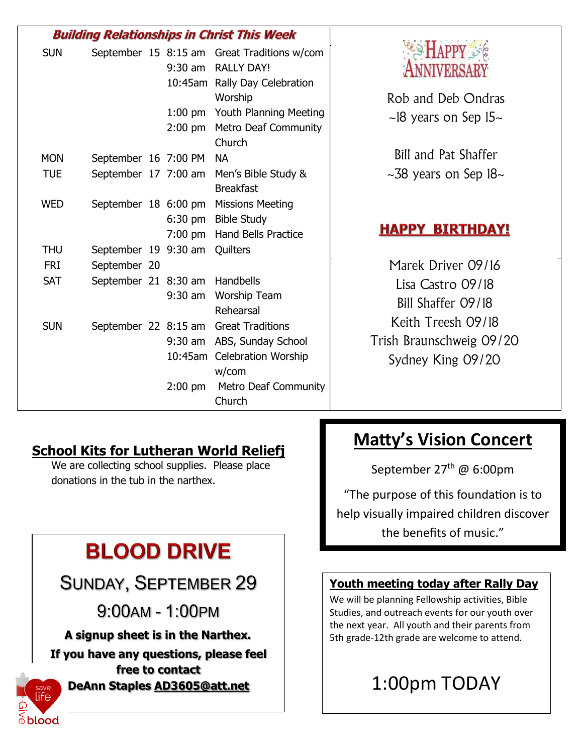## Building Relationships in Christ This Week

| Day | Date | Time | Event |
|---|---|---|---|
| SUN | September 15 | 8:15 am | Great Traditions w/com |
| | | 9:30 am | RALLY DAY! |
| | | 10:45am | Rally Day Celebration Worship |
| | | 1:00 pm | Youth Planning Meeting |
| | | 2:00 pm | Metro Deaf Community Church |
| MON | September 16 | 7:00 PM | NA |
| TUE | September 17 | 7:00 am | Men's Bible Study & Breakfast |
| WED | September 18 | 6:00 pm | Missions Meeting |
| | | 6:30 pm | Bible Study |
| | | 7:00 pm | Hand Bells Practice |
| THU | September 19 | 9:30 am | Quilters |
| FRI | September 20 | | |
| SAT | September 21 | 8:30 am | Handbells |
| | | 9:30 am | Worship Team Rehearsal |
| SUN | September 22 | 8:15 am | Great Traditions |
| | | 9:30 am | ABS, Sunday School |
| | | 10:45am | Celebration Worship w/com |
| | | 2:00 pm | Metro Deaf Community Church |

## HAPPY ANNIVERSARY

Rob and Deb Ondras
~18 years on Sep 15~

Bill and Pat Shaffer
~38 years on Sep 18~

## HAPPY BIRTHDAY!

Marek Driver 09/16
Lisa Castro 09/18
Bill Shaffer 09/18
Keith Treesh 09/18
Trish Braunschweig 09/20
Sydney King 09/20

## School Kits for Lutheran World Reliefj

We are collecting school supplies. Please place donations in the tub in the narthex.

## Matty's Vision Concert

September 27th @ 6:00pm

"The purpose of this foundation is to help visually impaired children discover the benefits of music."

## BLOOD DRIVE

SUNDAY, SEPTEMBER 29

9:00AM - 1:00PM

**A signup sheet is in the Narthex.**

**If you have any questions, please feel free to contact DeAnn Staples AD3605@att.net**

save life
Give blood

## Youth meeting today after Rally Day

We will be planning Fellowship activities, Bible Studies, and outreach events for our youth over the next year. All youth and their parents from 5th grade-12th grade are welcome to attend.

1:00pm TODAY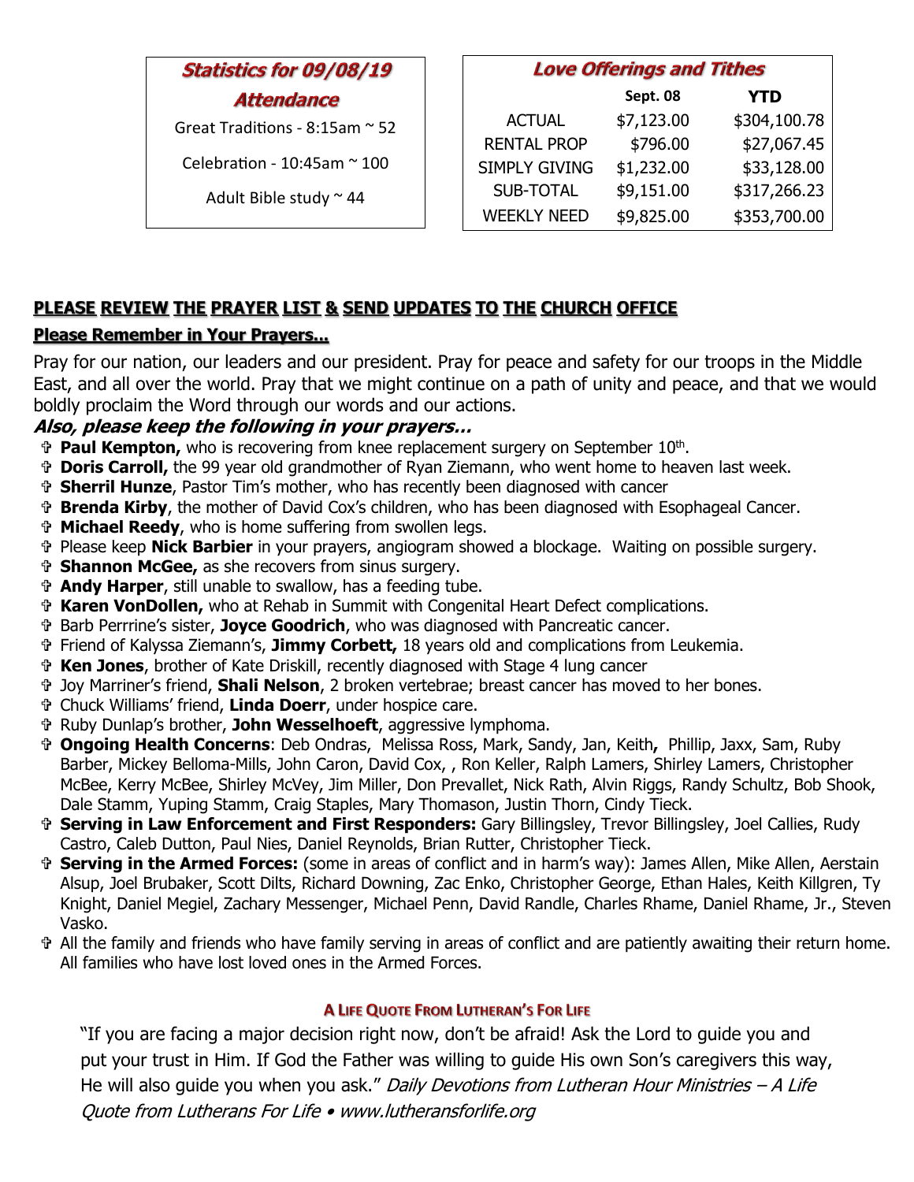### Statistics for 09/08/19

### Attendance

Great Traditions - 8:15am ~ 52

Celebration - 10:45am ~ 100

Adult Bible study ~ 44

### Love Offerings and Tithes

| | Sept. 08 | YTD |
|---|---|---|
| ACTUAL | $7,123.00 | $304,100.78 |
| RENTAL PROP | $796.00 | $27,067.45 |
| SIMPLY GIVING | $1,232.00 | $33,128.00 |
| SUB-TOTAL | $9,151.00 | $317,266.23 |
| WEEKLY NEED | $9,825.00 | $353,700.00 |

## PLEASE REVIEW THE PRAYER LIST & SEND UPDATES TO THE CHURCH OFFICE

### Please Remember in Your Prayers...

Pray for our nation, our leaders and our president. Pray for peace and safety for our troops in the Middle East, and all over the world. Pray that we might continue on a path of unity and peace, and that we would boldly proclaim the Word through our words and our actions.

***Also, please keep the following in your prayers…***

- **Paul Kempton,** who is recovering from knee replacement surgery on September 10th.
- **Doris Carroll,** the 99 year old grandmother of Ryan Ziemann, who went home to heaven last week.
- **Sherril Hunze**, Pastor Tim's mother, who has recently been diagnosed with cancer
- **Brenda Kirby**, the mother of David Cox's children, who has been diagnosed with Esophageal Cancer.
- **Michael Reedy**, who is home suffering from swollen legs.
- Please keep **Nick Barbier** in your prayers, angiogram showed a blockage. Waiting on possible surgery.
- **Shannon McGee,** as she recovers from sinus surgery.
- **Andy Harper**, still unable to swallow, has a feeding tube.
- **Karen VonDollen,** who at Rehab in Summit with Congenital Heart Defect complications.
- Barb Perrrine's sister, **Joyce Goodrich**, who was diagnosed with Pancreatic cancer.
- Friend of Kalyssa Ziemann's, **Jimmy Corbett,** 18 years old and complications from Leukemia.
- **Ken Jones**, brother of Kate Driskill, recently diagnosed with Stage 4 lung cancer
- Joy Marriner's friend, **Shali Nelson**, 2 broken vertebrae; breast cancer has moved to her bones.
- Chuck Williams' friend, **Linda Doerr**, under hospice care.
- Ruby Dunlap's brother, **John Wesselhoeft**, aggressive lymphoma.
- **Ongoing Health Concerns**: Deb Ondras, Melissa Ross, Mark, Sandy, Jan, Keith**,** Phillip, Jaxx, Sam, Ruby Barber, Mickey Belloma-Mills, John Caron, David Cox, , Ron Keller, Ralph Lamers, Shirley Lamers, Christopher McBee, Kerry McBee, Shirley McVey, Jim Miller, Don Prevallet, Nick Rath, Alvin Riggs, Randy Schultz, Bob Shook, Dale Stamm, Yuping Stamm, Craig Staples, Mary Thomason, Justin Thorn, Cindy Tieck.
- **Serving in Law Enforcement and First Responders:** Gary Billingsley, Trevor Billingsley, Joel Callies, Rudy Castro, Caleb Dutton, Paul Nies, Daniel Reynolds, Brian Rutter, Christopher Tieck.
- **Serving in the Armed Forces:** (some in areas of conflict and in harm's way): James Allen, Mike Allen, Aerstain Alsup, Joel Brubaker, Scott Dilts, Richard Downing, Zac Enko, Christopher George, Ethan Hales, Keith Killgren, Ty Knight, Daniel Megiel, Zachary Messenger, Michael Penn, David Randle, Charles Rhame, Daniel Rhame, Jr., Steven Vasko.
- All the family and friends who have family serving in areas of conflict and are patiently awaiting their return home. All families who have lost loved ones in the Armed Forces.

### A Life Quote From Lutheran's For Life

"If you are facing a major decision right now, don't be afraid! Ask the Lord to guide you and put your trust in Him. If God the Father was willing to guide His own Son's caregivers this way, He will also guide you when you ask." *Daily Devotions from Lutheran Hour Ministries – A Life Quote from Lutherans For Life • www.lutheransforlife.org*